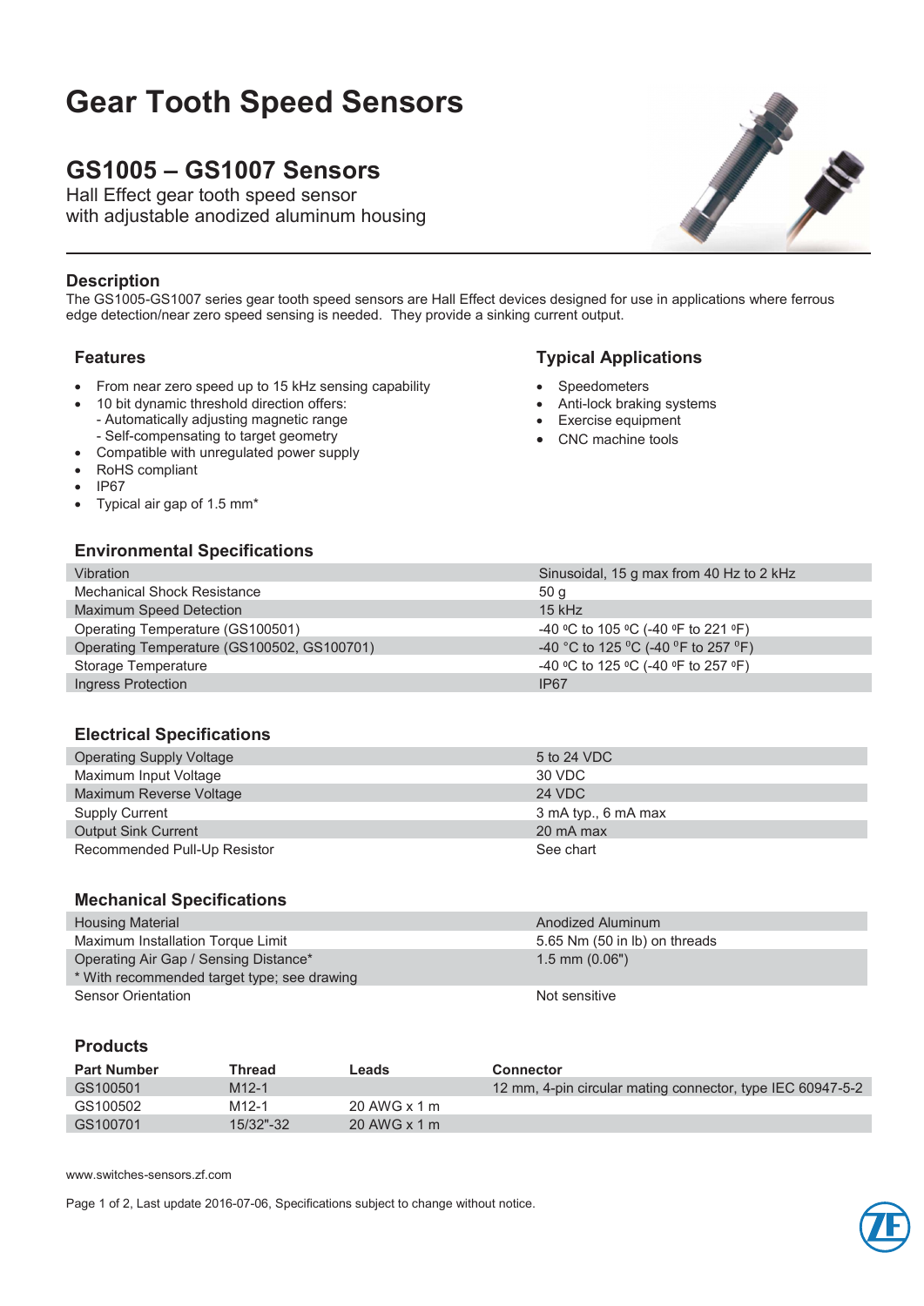# Gear Tooth Speed Sensors

## GS1005 – GS1007 Sensors

Hall Effect gear tooth speed sensor
with adjustable anodized aluminum housing

## Description

The GS1005-GS1007 series gear tooth speed sensors are Hall Effect devices designed for use in applications where ferrous edge detection/near zero speed sensing is needed. They provide a sinking current output.

### Features

- From near zero speed up to 15 kHz sensing capability
- 10 bit dynamic threshold direction offers:
  - Automatically adjusting magnetic range
  - Self-compensating to target geometry
- Compatible with unregulated power supply
- RoHS compliant
- IP67
- Typical air gap of 1.5 mm*

### Typical Applications

- Speedometers
- Anti-lock braking systems
- Exercise equipment
- CNC machine tools

### Environmental Specifications

| | |
|---|---|
| Vibration | Sinusoidal, 15 g max from 40 Hz to 2 kHz |
| Mechanical Shock Resistance | 50 g |
| Maximum Speed Detection | 15 kHz |
| Operating Temperature (GS100501) | -40 ºC to 105 ºC (-40 ºF to 221 ºF) |
| Operating Temperature (GS100502, GS100701) | -40 °C to 125 °C (-40 °F to 257 °F) |
| Storage Temperature | -40 ºC to 125 ºC (-40 ºF to 257 ºF) |
| Ingress Protection | IP67 |

### Electrical Specifications

| | |
|---|---|
| Operating Supply Voltage | 5 to 24 VDC |
| Maximum Input Voltage | 30 VDC |
| Maximum Reverse Voltage | 24 VDC |
| Supply Current | 3 mA typ., 6 mA max |
| Output Sink Current | 20 mA max |
| Recommended Pull-Up Resistor | See chart |

### Mechanical Specifications

| | |
|---|---|
| Housing Material | Anodized Aluminum |
| Maximum Installation Torque Limit | 5.65 Nm (50 in lb) on threads |
| Operating Air Gap / Sensing Distance*<br>* With recommended target type; see drawing | 1.5 mm (0.06") |
| Sensor Orientation | Not sensitive |

### Products

| Part Number | Thread | Leads | Connector |
|---|---|---|---|
| GS100501 | M12-1 | | 12 mm, 4-pin circular mating connector, type IEC 60947-5-2 |
| GS100502 | M12-1 | 20 AWG x 1 m | |
| GS100701 | 15/32"-32 | 20 AWG x 1 m | |

www.switches-sensors.zf.com

Page 1 of 2, Last update 2016-07-06, Specifications subject to change without notice.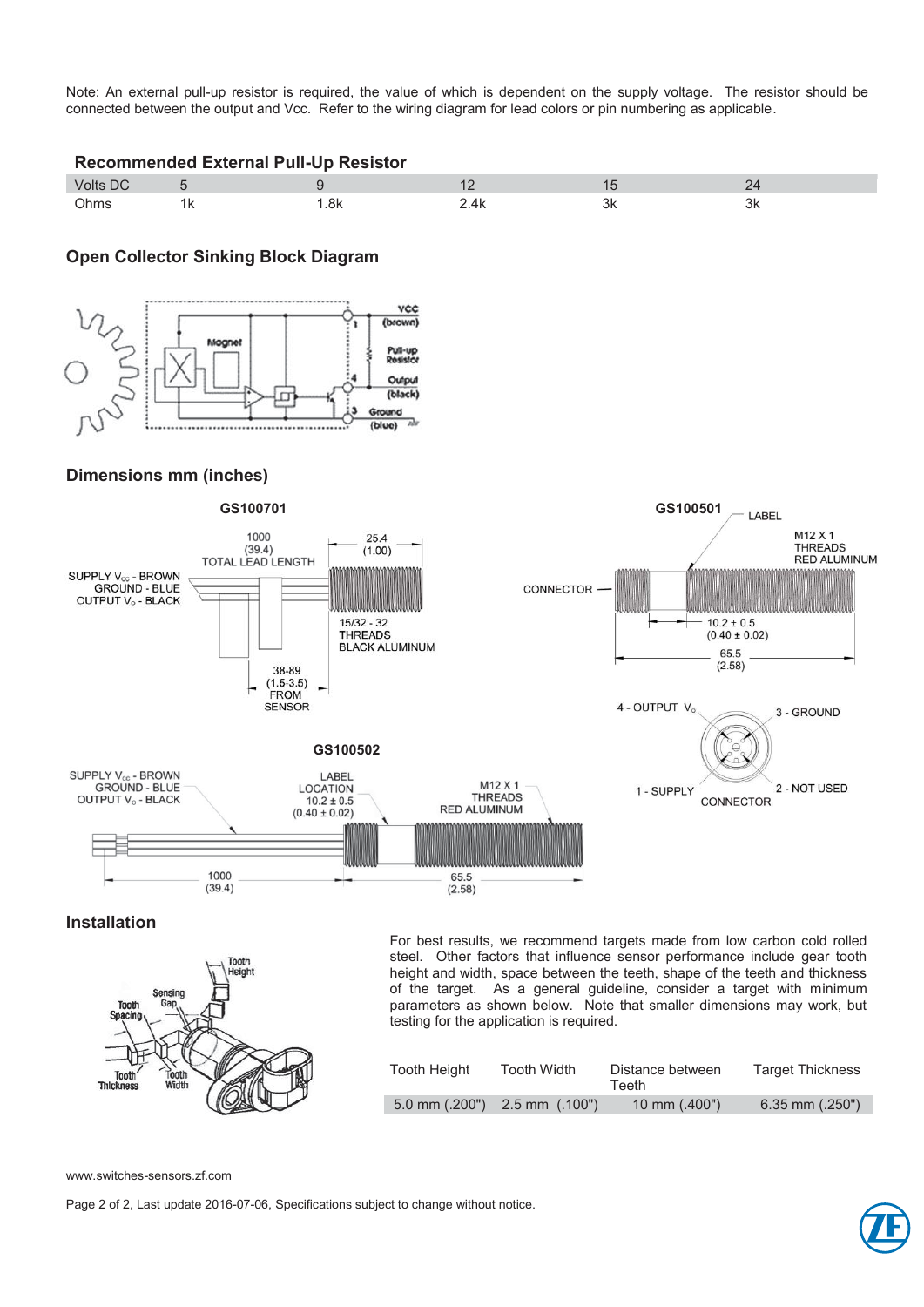Note: An external pull-up resistor is required, the value of which is dependent on the supply voltage. The resistor should be connected between the output and Vcc. Refer to the wiring diagram for lead colors or pin numbering as applicable.

### Recommended External Pull-Up Resistor

| Volts DC | 5 | 9 | 12 | 15 | 24 |
|---|---|---|---|---|---|
| Ohms | 1k | 1.8k | 2.4k | 3k | 3k |

### Open Collector Sinking Block Diagram

Magnet
VCC (brown)
1
Pull-up Resistor
4
Output (black)
3
Ground (blue)

### Dimensions mm (inches)

GS100701

SUPPLY $V_{CC}$ - BROWN
GROUND - BLUE
OUTPUT $V_O$ - BLACK
1000 (39.4) TOTAL LEAD LENGTH
25.4 (1.00)
15/32 - 32 THREADS BLACK ALUMINUM
38-89 (1.5-3.5) FROM SENSOR

GS100501

LABEL
M12 X 1 THREADS RED ALUMINUM
CONNECTOR
10.2 ± 0.5 (0.40 ± 0.02)
65.5 (2.58)

4 - OUTPUT $V_O$
3 - GROUND
1 - SUPPLY
2 - NOT USED
CONNECTOR

GS100502

SUPPLY $V_{CC}$ - BROWN
GROUND - BLUE
OUTPUT $V_O$ - BLACK
LABEL LOCATION 10.2 ± 0.5 (0.40 ± 0.02)
M12 X 1 THREADS RED ALUMINUM
1000 (39.4)
65.5 (2.58)

### Installation

Tooth Height
Sensing Gap
Tooth Spacing
Tooth Thickness
Tooth Width

For best results, we recommend targets made from low carbon cold rolled steel. Other factors that influence sensor performance include gear tooth height and width, space between the teeth, shape of the teeth and thickness of the target. As a general guideline, consider a target with minimum parameters as shown below. Note that smaller dimensions may work, but testing for the application is required.

| Tooth Height | Tooth Width | Distance between Teeth | Target Thickness |
|---|---|---|---|
| 5.0 mm (.200") | 2.5 mm (.100") | 10 mm (.400") | 6.35 mm (.250") |

www.switches-sensors.zf.com

Last update 2016-07-06, Specifications subject to change without notice.